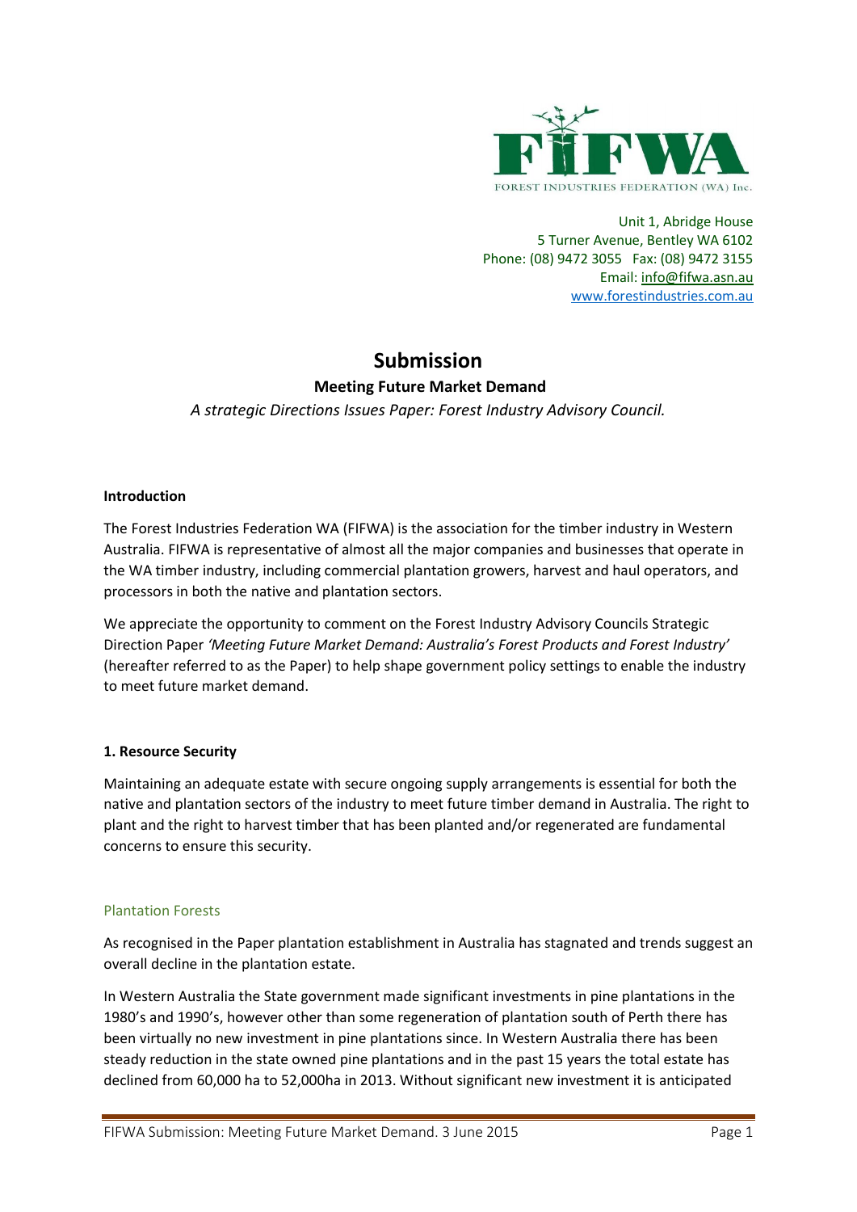FOREST INDUSTRIES FEDERATION (WA) Inc.

Unit 1, Abridge House
5 Turner Avenue, Bentley WA 6102
Phone: (08) 9472 3055 Fax: (08) 9472 3155
Email: info@fifwa.asn.au
www.forestindustries.com.au

# Submission

## Meeting Future Market Demand

*A strategic Directions Issues Paper: Forest Industry Advisory Council.*

**Introduction**

The Forest Industries Federation WA (FIFWA) is the association for the timber industry in Western Australia. FIFWA is representative of almost all the major companies and businesses that operate in the WA timber industry, including commercial plantation growers, harvest and haul operators, and processors in both the native and plantation sectors.

We appreciate the opportunity to comment on the Forest Industry Advisory Councils Strategic Direction Paper *'Meeting Future Market Demand: Australia's Forest Products and Forest Industry'* (hereafter referred to as the Paper) to help shape government policy settings to enable the industry to meet future market demand.

**1. Resource Security**

Maintaining an adequate estate with secure ongoing supply arrangements is essential for both the native and plantation sectors of the industry to meet future timber demand in Australia. The right to plant and the right to harvest timber that has been planted and/or regenerated are fundamental concerns to ensure this security.

### Plantation Forests

As recognised in the Paper plantation establishment in Australia has stagnated and trends suggest an overall decline in the plantation estate.

In Western Australia the State government made significant investments in pine plantations in the 1980's and 1990's, however other than some regeneration of plantation south of Perth there has been virtually no new investment in pine plantations since. In Western Australia there has been steady reduction in the state owned pine plantations and in the past 15 years the total estate has declined from 60,000 ha to 52,000ha in 2013. Without significant new investment it is anticipated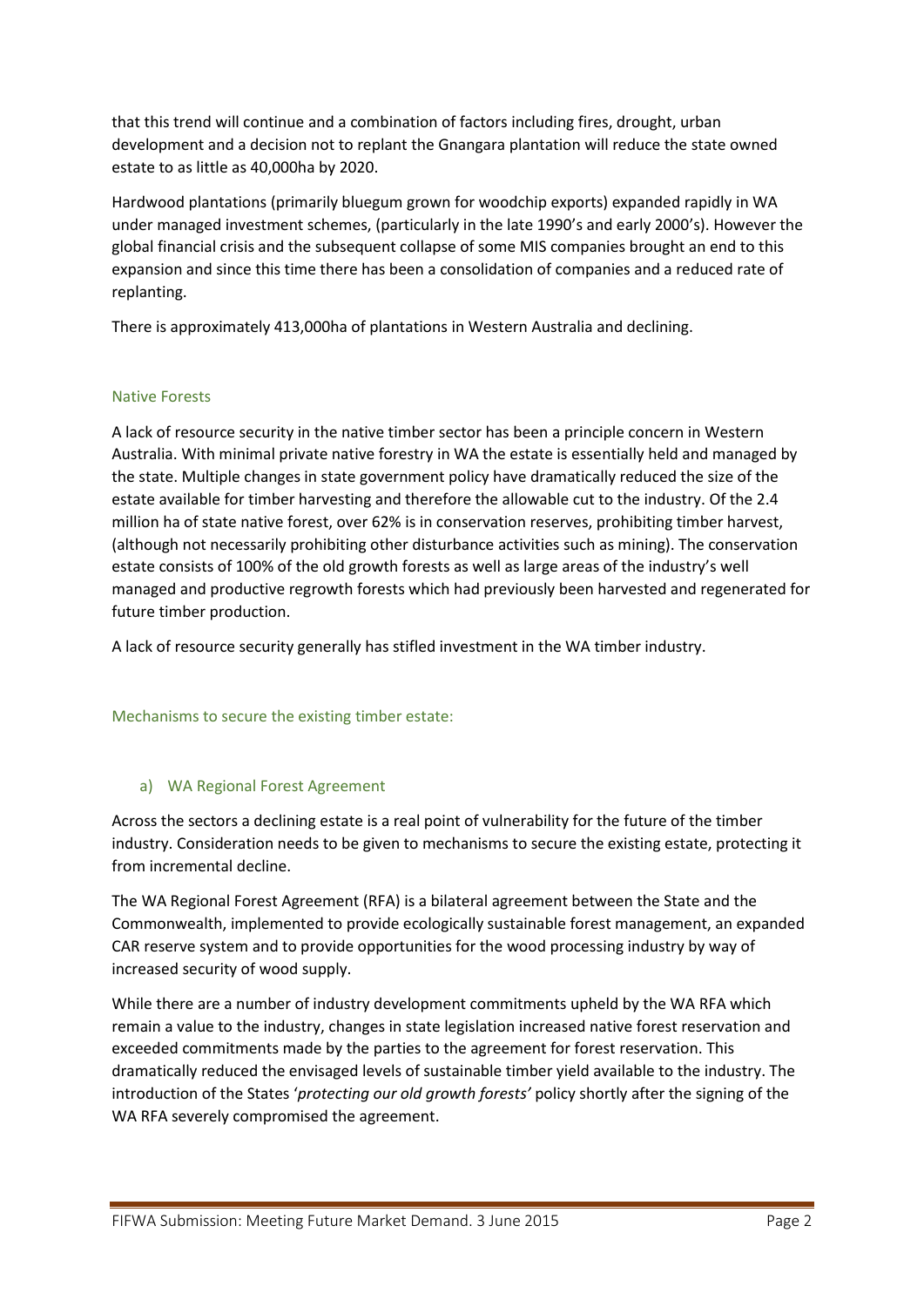that this trend will continue and a combination of factors including fires, drought, urban development and a decision not to replant the Gnangara plantation will reduce the state owned estate to as little as 40,000ha by 2020.

Hardwood plantations (primarily bluegum grown for woodchip exports) expanded rapidly in WA under managed investment schemes, (particularly in the late 1990's and early 2000's). However the global financial crisis and the subsequent collapse of some MIS companies brought an end to this expansion and since this time there has been a consolidation of companies and a reduced rate of replanting.

There is approximately 413,000ha of plantations in Western Australia and declining.

### Native Forests

A lack of resource security in the native timber sector has been a principle concern in Western Australia. With minimal private native forestry in WA the estate is essentially held and managed by the state. Multiple changes in state government policy have dramatically reduced the size of the estate available for timber harvesting and therefore the allowable cut to the industry. Of the 2.4 million ha of state native forest, over 62% is in conservation reserves, prohibiting timber harvest, (although not necessarily prohibiting other disturbance activities such as mining). The conservation estate consists of 100% of the old growth forests as well as large areas of the industry's well managed and productive regrowth forests which had previously been harvested and regenerated for future timber production.

A lack of resource security generally has stifled investment in the WA timber industry.

### Mechanisms to secure the existing timber estate:

#### a) WA Regional Forest Agreement

Across the sectors a declining estate is a real point of vulnerability for the future of the timber industry. Consideration needs to be given to mechanisms to secure the existing estate, protecting it from incremental decline.

The WA Regional Forest Agreement (RFA) is a bilateral agreement between the State and the Commonwealth, implemented to provide ecologically sustainable forest management, an expanded CAR reserve system and to provide opportunities for the wood processing industry by way of increased security of wood supply.

While there are a number of industry development commitments upheld by the WA RFA which remain a value to the industry, changes in state legislation increased native forest reservation and exceeded commitments made by the parties to the agreement for forest reservation. This dramatically reduced the envisaged levels of sustainable timber yield available to the industry. The introduction of the States '*protecting our old growth forests*' policy shortly after the signing of the WA RFA severely compromised the agreement.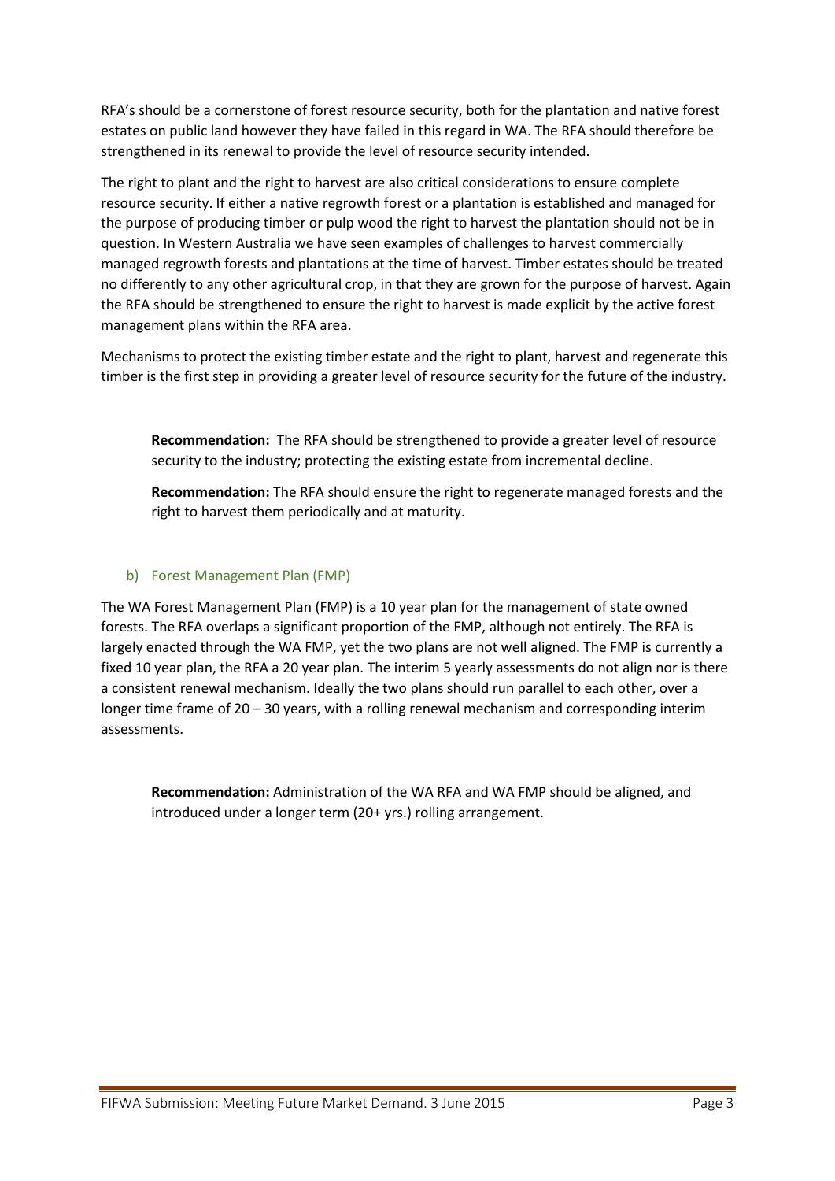RFA's should be a cornerstone of forest resource security, both for the plantation and native forest estates on public land however they have failed in this regard in WA. The RFA should therefore be strengthened in its renewal to provide the level of resource security intended.

The right to plant and the right to harvest are also critical considerations to ensure complete resource security. If either a native regrowth forest or a plantation is established and managed for the purpose of producing timber or pulp wood the right to harvest the plantation should not be in question. In Western Australia we have seen examples of challenges to harvest commercially managed regrowth forests and plantations at the time of harvest. Timber estates should be treated no differently to any other agricultural crop, in that they are grown for the purpose of harvest. Again the RFA should be strengthened to ensure the right to harvest is made explicit by the active forest management plans within the RFA area.

Mechanisms to protect the existing timber estate and the right to plant, harvest and regenerate this timber is the first step in providing a greater level of resource security for the future of the industry.

> **Recommendation:** The RFA should be strengthened to provide a greater level of resource security to the industry; protecting the existing estate from incremental decline.
>
> **Recommendation:** The RFA should ensure the right to regenerate managed forests and the right to harvest them periodically and at maturity.

### b) Forest Management Plan (FMP)

The WA Forest Management Plan (FMP) is a 10 year plan for the management of state owned forests. The RFA overlaps a significant proportion of the FMP, although not entirely. The RFA is largely enacted through the WA FMP, yet the two plans are not well aligned. The FMP is currently a fixed 10 year plan, the RFA a 20 year plan. The interim 5 yearly assessments do not align nor is there a consistent renewal mechanism. Ideally the two plans should run parallel to each other, over a longer time frame of 20 – 30 years, with a rolling renewal mechanism and corresponding interim assessments.

> **Recommendation:** Administration of the WA RFA and WA FMP should be aligned, and introduced under a longer term (20+ yrs.) rolling arrangement.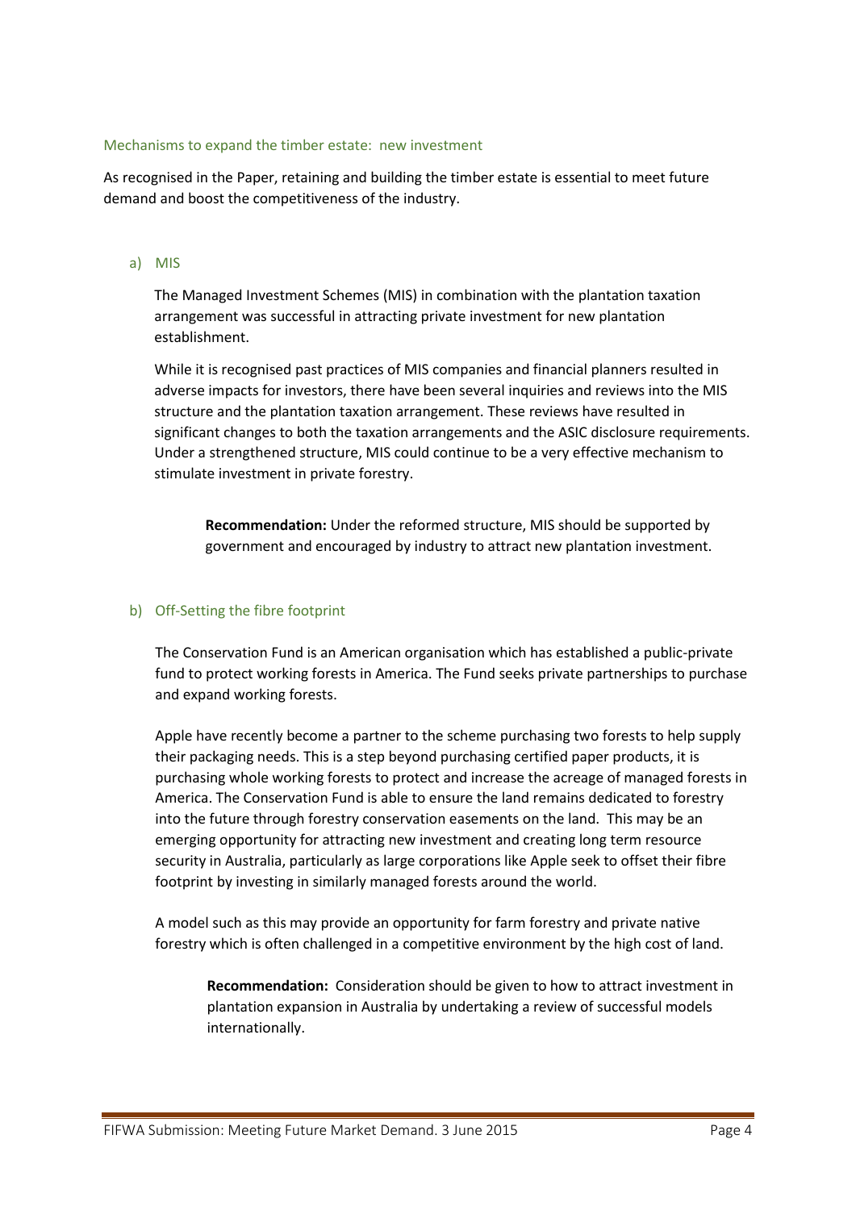## Mechanisms to expand the timber estate: new investment

As recognised in the Paper, retaining and building the timber estate is essential to meet future demand and boost the competitiveness of the industry.

### a) MIS

The Managed Investment Schemes (MIS) in combination with the plantation taxation arrangement was successful in attracting private investment for new plantation establishment.

While it is recognised past practices of MIS companies and financial planners resulted in adverse impacts for investors, there have been several inquiries and reviews into the MIS structure and the plantation taxation arrangement. These reviews have resulted in significant changes to both the taxation arrangements and the ASIC disclosure requirements. Under a strengthened structure, MIS could continue to be a very effective mechanism to stimulate investment in private forestry.

> **Recommendation:** Under the reformed structure, MIS should be supported by government and encouraged by industry to attract new plantation investment.

### b) Off-Setting the fibre footprint

The Conservation Fund is an American organisation which has established a public-private fund to protect working forests in America. The Fund seeks private partnerships to purchase and expand working forests.

Apple have recently become a partner to the scheme purchasing two forests to help supply their packaging needs. This is a step beyond purchasing certified paper products, it is purchasing whole working forests to protect and increase the acreage of managed forests in America. The Conservation Fund is able to ensure the land remains dedicated to forestry into the future through forestry conservation easements on the land. This may be an emerging opportunity for attracting new investment and creating long term resource security in Australia, particularly as large corporations like Apple seek to offset their fibre footprint by investing in similarly managed forests around the world.

A model such as this may provide an opportunity for farm forestry and private native forestry which is often challenged in a competitive environment by the high cost of land.

> **Recommendation:** Consideration should be given to how to attract investment in plantation expansion in Australia by undertaking a review of successful models internationally.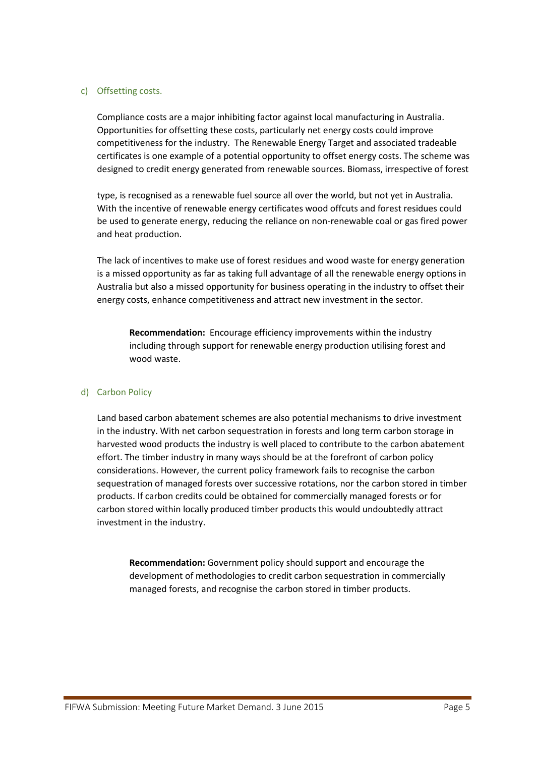### c) Offsetting costs.

Compliance costs are a major inhibiting factor against local manufacturing in Australia. Opportunities for offsetting these costs, particularly net energy costs could improve competitiveness for the industry. The Renewable Energy Target and associated tradeable certificates is one example of a potential opportunity to offset energy costs. The scheme was designed to credit energy generated from renewable sources. Biomass, irrespective of forest type, is recognised as a renewable fuel source all over the world, but not yet in Australia. With the incentive of renewable energy certificates wood offcuts and forest residues could be used to generate energy, reducing the reliance on non-renewable coal or gas fired power and heat production.

The lack of incentives to make use of forest residues and wood waste for energy generation is a missed opportunity as far as taking full advantage of all the renewable energy options in Australia but also a missed opportunity for business operating in the industry to offset their energy costs, enhance competitiveness and attract new investment in the sector.

> **Recommendation:** Encourage efficiency improvements within the industry including through support for renewable energy production utilising forest and wood waste.

### d) Carbon Policy

Land based carbon abatement schemes are also potential mechanisms to drive investment in the industry. With net carbon sequestration in forests and long term carbon storage in harvested wood products the industry is well placed to contribute to the carbon abatement effort. The timber industry in many ways should be at the forefront of carbon policy considerations. However, the current policy framework fails to recognise the carbon sequestration of managed forests over successive rotations, nor the carbon stored in timber products. If carbon credits could be obtained for commercially managed forests or for carbon stored within locally produced timber products this would undoubtedly attract investment in the industry.

> **Recommendation:** Government policy should support and encourage the development of methodologies to credit carbon sequestration in commercially managed forests, and recognise the carbon stored in timber products.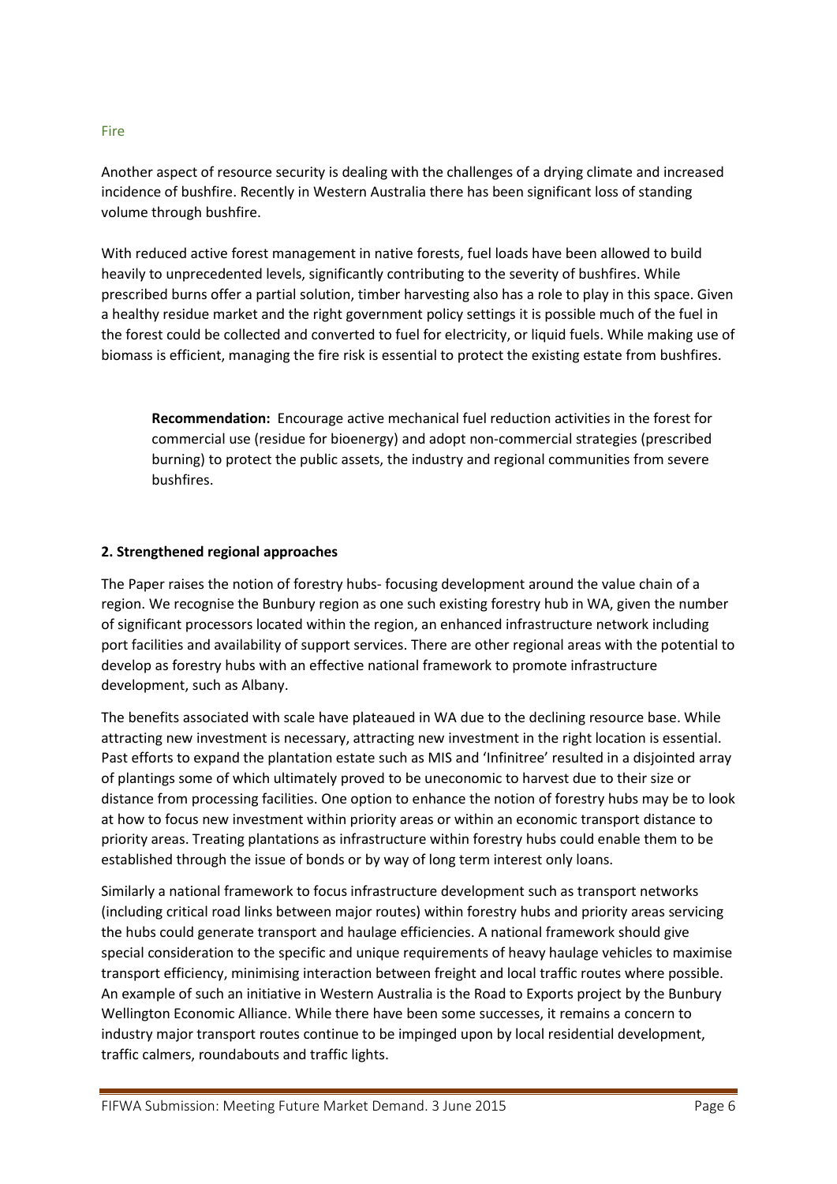### Fire

Another aspect of resource security is dealing with the challenges of a drying climate and increased incidence of bushfire. Recently in Western Australia there has been significant loss of standing volume through bushfire.

With reduced active forest management in native forests, fuel loads have been allowed to build heavily to unprecedented levels, significantly contributing to the severity of bushfires. While prescribed burns offer a partial solution, timber harvesting also has a role to play in this space. Given a healthy residue market and the right government policy settings it is possible much of the fuel in the forest could be collected and converted to fuel for electricity, or liquid fuels. While making use of biomass is efficient, managing the fire risk is essential to protect the existing estate from bushfires.

> **Recommendation:** Encourage active mechanical fuel reduction activities in the forest for commercial use (residue for bioenergy) and adopt non-commercial strategies (prescribed burning) to protect the public assets, the industry and regional communities from severe bushfires.

**2. Strengthened regional approaches**

The Paper raises the notion of forestry hubs- focusing development around the value chain of a region. We recognise the Bunbury region as one such existing forestry hub in WA, given the number of significant processors located within the region, an enhanced infrastructure network including port facilities and availability of support services. There are other regional areas with the potential to develop as forestry hubs with an effective national framework to promote infrastructure development, such as Albany.

The benefits associated with scale have plateaued in WA due to the declining resource base. While attracting new investment is necessary, attracting new investment in the right location is essential. Past efforts to expand the plantation estate such as MIS and 'Infinitree' resulted in a disjointed array of plantings some of which ultimately proved to be uneconomic to harvest due to their size or distance from processing facilities. One option to enhance the notion of forestry hubs may be to look at how to focus new investment within priority areas or within an economic transport distance to priority areas. Treating plantations as infrastructure within forestry hubs could enable them to be established through the issue of bonds or by way of long term interest only loans.

Similarly a national framework to focus infrastructure development such as transport networks (including critical road links between major routes) within forestry hubs and priority areas servicing the hubs could generate transport and haulage efficiencies. A national framework should give special consideration to the specific and unique requirements of heavy haulage vehicles to maximise transport efficiency, minimising interaction between freight and local traffic routes where possible. An example of such an initiative in Western Australia is the Road to Exports project by the Bunbury Wellington Economic Alliance. While there have been some successes, it remains a concern to industry major transport routes continue to be impinged upon by local residential development, traffic calmers, roundabouts and traffic lights.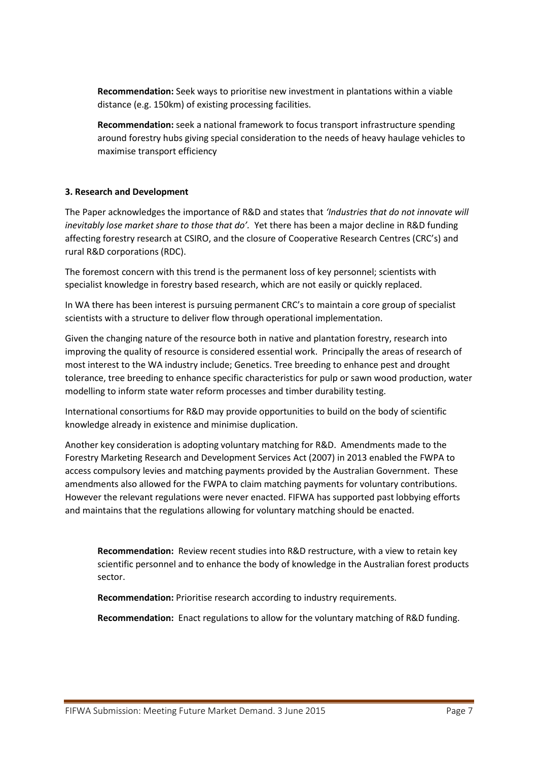**Recommendation:** Seek ways to prioritise new investment in plantations within a viable distance (e.g. 150km) of existing processing facilities.

**Recommendation:** seek a national framework to focus transport infrastructure spending around forestry hubs giving special consideration to the needs of heavy haulage vehicles to maximise transport efficiency

### 3. Research and Development

The Paper acknowledges the importance of R&D and states that *'Industries that do not innovate will inevitably lose market share to those that do'*. Yet there has been a major decline in R&D funding affecting forestry research at CSIRO, and the closure of Cooperative Research Centres (CRC's) and rural R&D corporations (RDC).

The foremost concern with this trend is the permanent loss of key personnel; scientists with specialist knowledge in forestry based research, which are not easily or quickly replaced.

In WA there has been interest is pursuing permanent CRC's to maintain a core group of specialist scientists with a structure to deliver flow through operational implementation.

Given the changing nature of the resource both in native and plantation forestry, research into improving the quality of resource is considered essential work. Principally the areas of research of most interest to the WA industry include; Genetics. Tree breeding to enhance pest and drought tolerance, tree breeding to enhance specific characteristics for pulp or sawn wood production, water modelling to inform state water reform processes and timber durability testing.

International consortiums for R&D may provide opportunities to build on the body of scientific knowledge already in existence and minimise duplication.

Another key consideration is adopting voluntary matching for R&D. Amendments made to the Forestry Marketing Research and Development Services Act (2007) in 2013 enabled the FWPA to access compulsory levies and matching payments provided by the Australian Government. These amendments also allowed for the FWPA to claim matching payments for voluntary contributions. However the relevant regulations were never enacted. FIFWA has supported past lobbying efforts and maintains that the regulations allowing for voluntary matching should be enacted.

**Recommendation:** Review recent studies into R&D restructure, with a view to retain key scientific personnel and to enhance the body of knowledge in the Australian forest products sector.

**Recommendation:** Prioritise research according to industry requirements.

**Recommendation:** Enact regulations to allow for the voluntary matching of R&D funding.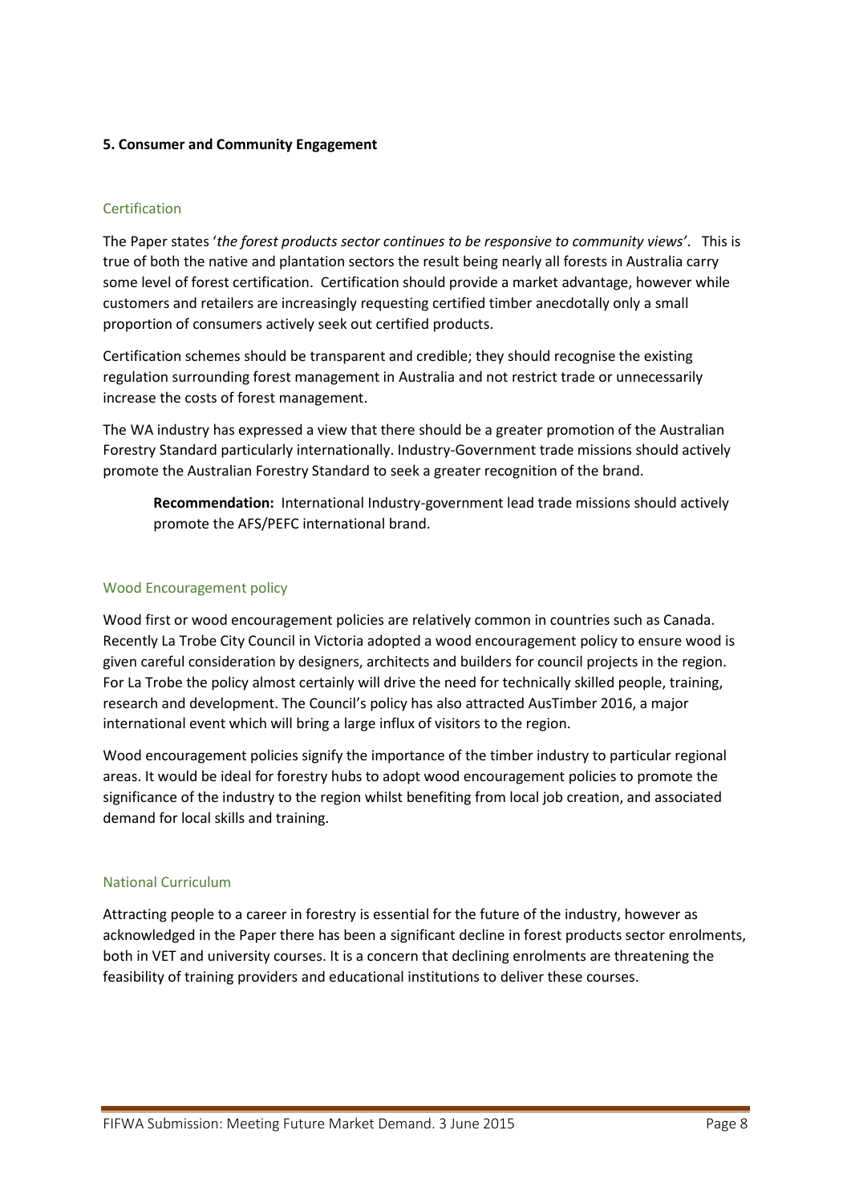## 5. Consumer and Community Engagement

### Certification

The Paper states '*the forest products sector continues to be responsive to community views'*. This is true of both the native and plantation sectors the result being nearly all forests in Australia carry some level of forest certification. Certification should provide a market advantage, however while customers and retailers are increasingly requesting certified timber anecdotally only a small proportion of consumers actively seek out certified products.

Certification schemes should be transparent and credible; they should recognise the existing regulation surrounding forest management in Australia and not restrict trade or unnecessarily increase the costs of forest management.

The WA industry has expressed a view that there should be a greater promotion of the Australian Forestry Standard particularly internationally. Industry-Government trade missions should actively promote the Australian Forestry Standard to seek a greater recognition of the brand.

> **Recommendation:** International Industry-government lead trade missions should actively promote the AFS/PEFC international brand.

### Wood Encouragement policy

Wood first or wood encouragement policies are relatively common in countries such as Canada. Recently La Trobe City Council in Victoria adopted a wood encouragement policy to ensure wood is given careful consideration by designers, architects and builders for council projects in the region. For La Trobe the policy almost certainly will drive the need for technically skilled people, training, research and development. The Council's policy has also attracted AusTimber 2016, a major international event which will bring a large influx of visitors to the region.

Wood encouragement policies signify the importance of the timber industry to particular regional areas. It would be ideal for forestry hubs to adopt wood encouragement policies to promote the significance of the industry to the region whilst benefiting from local job creation, and associated demand for local skills and training.

### National Curriculum

Attracting people to a career in forestry is essential for the future of the industry, however as acknowledged in the Paper there has been a significant decline in forest products sector enrolments, both in VET and university courses. It is a concern that declining enrolments are threatening the feasibility of training providers and educational institutions to deliver these courses.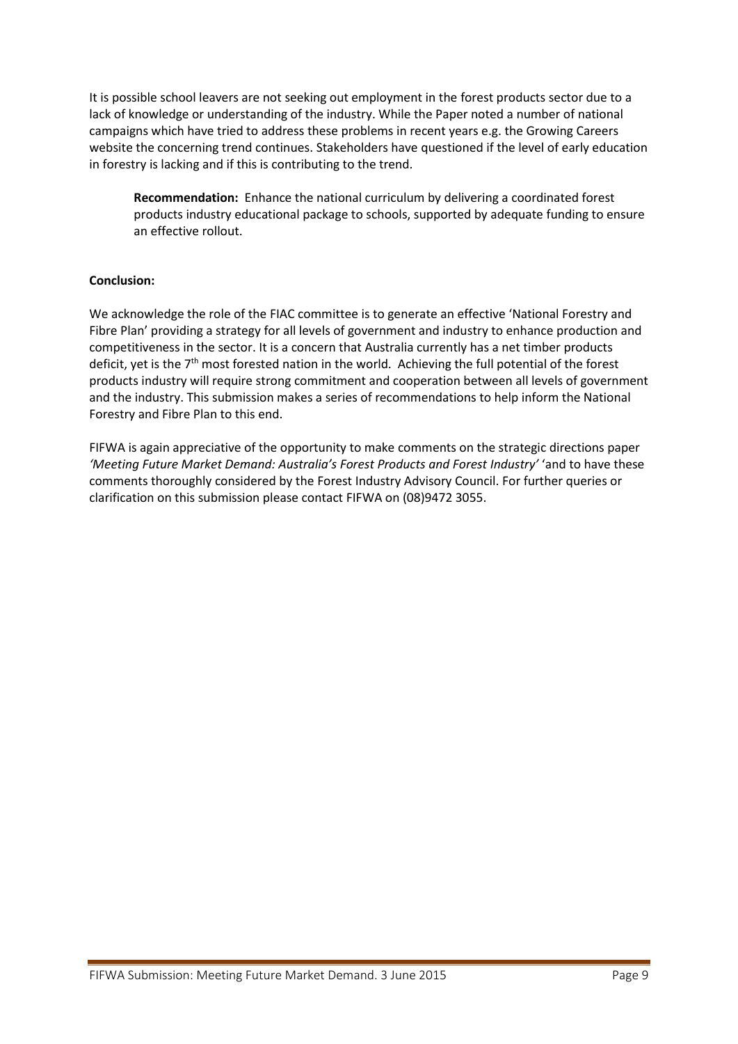It is possible school leavers are not seeking out employment in the forest products sector due to a lack of knowledge or understanding of the industry. While the Paper noted a number of national campaigns which have tried to address these problems in recent years e.g. the Growing Careers website the concerning trend continues. Stakeholders have questioned if the level of early education in forestry is lacking and if this is contributing to the trend.

> **Recommendation:** Enhance the national curriculum by delivering a coordinated forest products industry educational package to schools, supported by adequate funding to ensure an effective rollout.

**Conclusion:**

We acknowledge the role of the FIAC committee is to generate an effective 'National Forestry and Fibre Plan' providing a strategy for all levels of government and industry to enhance production and competitiveness in the sector. It is a concern that Australia currently has a net timber products deficit, yet is the 7th most forested nation in the world. Achieving the full potential of the forest products industry will require strong commitment and cooperation between all levels of government and the industry. This submission makes a series of recommendations to help inform the National Forestry and Fibre Plan to this end.

FIFWA is again appreciative of the opportunity to make comments on the strategic directions paper *'Meeting Future Market Demand: Australia's Forest Products and Forest Industry'* 'and to have these comments thoroughly considered by the Forest Industry Advisory Council. For further queries or clarification on this submission please contact FIFWA on (08)9472 3055.